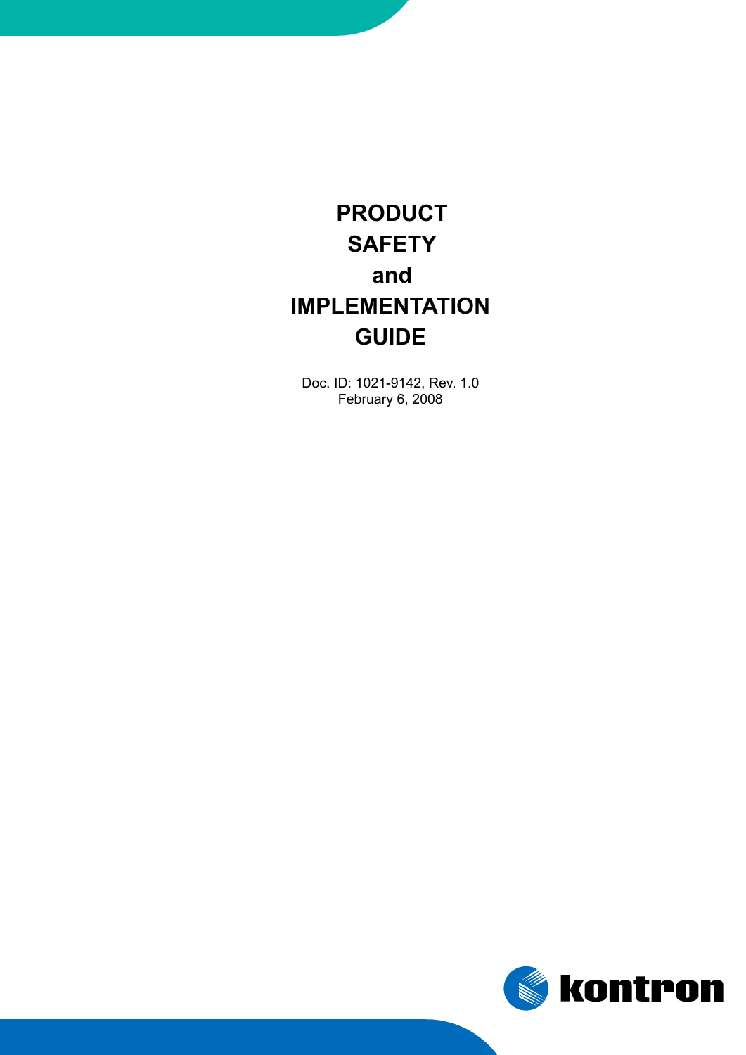# PRODUCT SAFETY and IMPLEMENTATION GUIDE

Doc. ID: 1021-9142, Rev. 1.0
February 6, 2008

kontron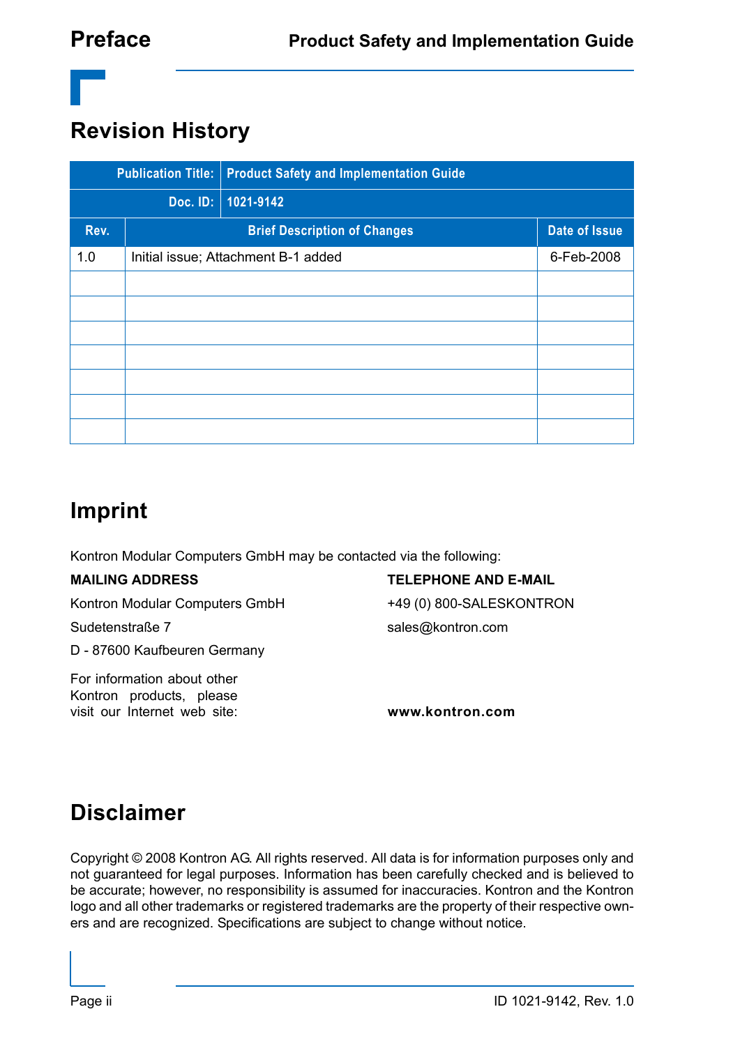## Revision History

| Publication Title: | Product Safety and Implementation Guide | |
|---|---|---|
| Doc. ID: | 1021-9142 | |
| Rev. | Brief Description of Changes | Date of Issue |
| 1.0 | Initial issue; Attachment B-1 added | 6-Feb-2008 |
| | | |
| | | |
| | | |
| | | |
| | | |
| | | |
| | | |

## Imprint

Kontron Modular Computers GmbH may be contacted via the following:

**MAILING ADDRESS**

Kontron Modular Computers GmbH

Sudetenstraße 7

D - 87600 Kaufbeuren Germany

**TELEPHONE AND E-MAIL**

+49 (0) 800-SALESKONTRON

sales@kontron.com

For information about other Kontron products, please visit our Internet web site: **www.kontron.com**

## Disclaimer

Copyright © 2008 Kontron AG. All rights reserved. All data is for information purposes only and not guaranteed for legal purposes. Information has been carefully checked and is believed to be accurate; however, no responsibility is assumed for inaccuracies. Kontron and the Kontron logo and all other trademarks or registered trademarks are the property of their respective owners and are recognized. Specifications are subject to change without notice.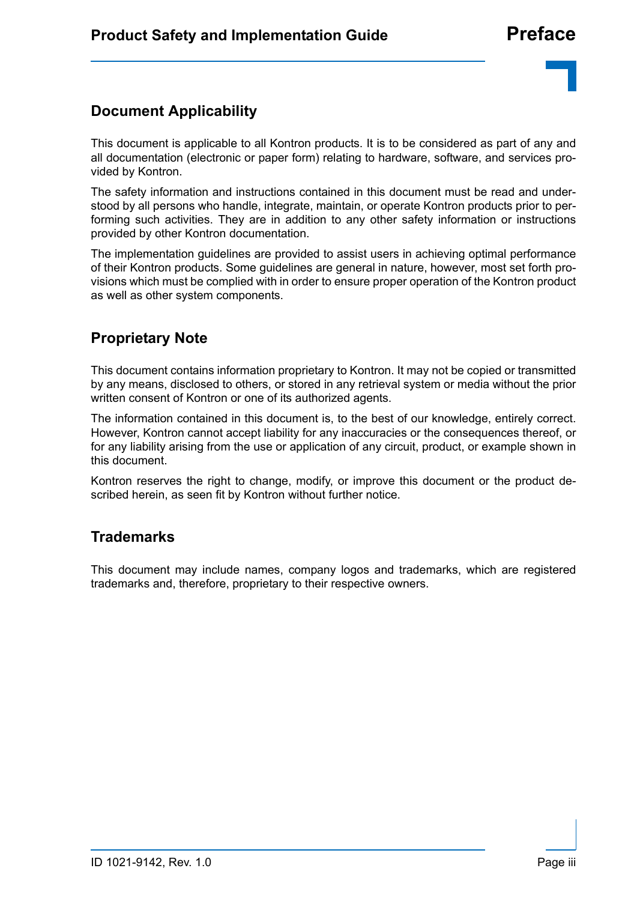## Document Applicability

This document is applicable to all Kontron products. It is to be considered as part of any and all documentation (electronic or paper form) relating to hardware, software, and services provided by Kontron.

The safety information and instructions contained in this document must be read and understood by all persons who handle, integrate, maintain, or operate Kontron products prior to performing such activities. They are in addition to any other safety information or instructions provided by other Kontron documentation.

The implementation guidelines are provided to assist users in achieving optimal performance of their Kontron products. Some guidelines are general in nature, however, most set forth provisions which must be complied with in order to ensure proper operation of the Kontron product as well as other system components.

## Proprietary Note

This document contains information proprietary to Kontron. It may not be copied or transmitted by any means, disclosed to others, or stored in any retrieval system or media without the prior written consent of Kontron or one of its authorized agents.

The information contained in this document is, to the best of our knowledge, entirely correct. However, Kontron cannot accept liability for any inaccuracies or the consequences thereof, or for any liability arising from the use or application of any circuit, product, or example shown in this document.

Kontron reserves the right to change, modify, or improve this document or the product described herein, as seen fit by Kontron without further notice.

## Trademarks

This document may include names, company logos and trademarks, which are registered trademarks and, therefore, proprietary to their respective owners.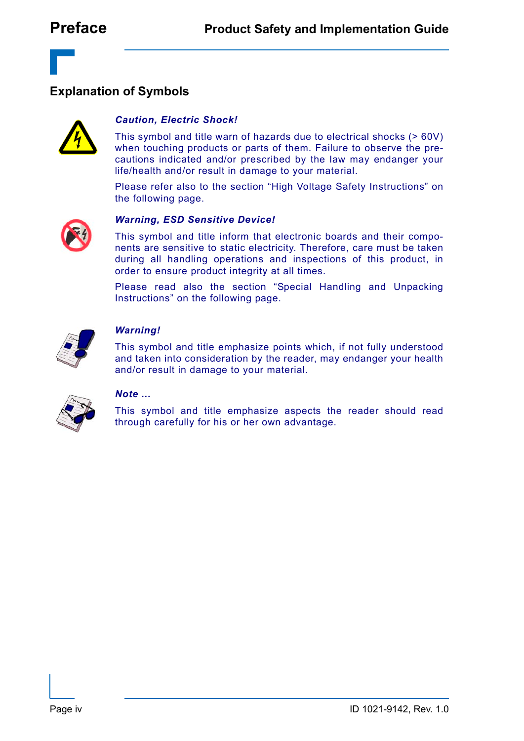## Explanation of Symbols

***Caution, Electric Shock!***

This symbol and title warn of hazards due to electrical shocks (> 60V) when touching products or parts of them. Failure to observe the precautions indicated and/or prescribed by the law may endanger your life/health and/or result in damage to your material.

Please refer also to the section “High Voltage Safety Instructions” on the following page.

***Warning, ESD Sensitive Device!***

This symbol and title inform that electronic boards and their components are sensitive to static electricity. Therefore, care must be taken during all handling operations and inspections of this product, in order to ensure product integrity at all times.

Please read also the section “Special Handling and Unpacking Instructions” on the following page.

***Warning!***

This symbol and title emphasize points which, if not fully understood and taken into consideration by the reader, may endanger your health and/or result in damage to your material.

***Note ...***

This symbol and title emphasize aspects the reader should read through carefully for his or her own advantage.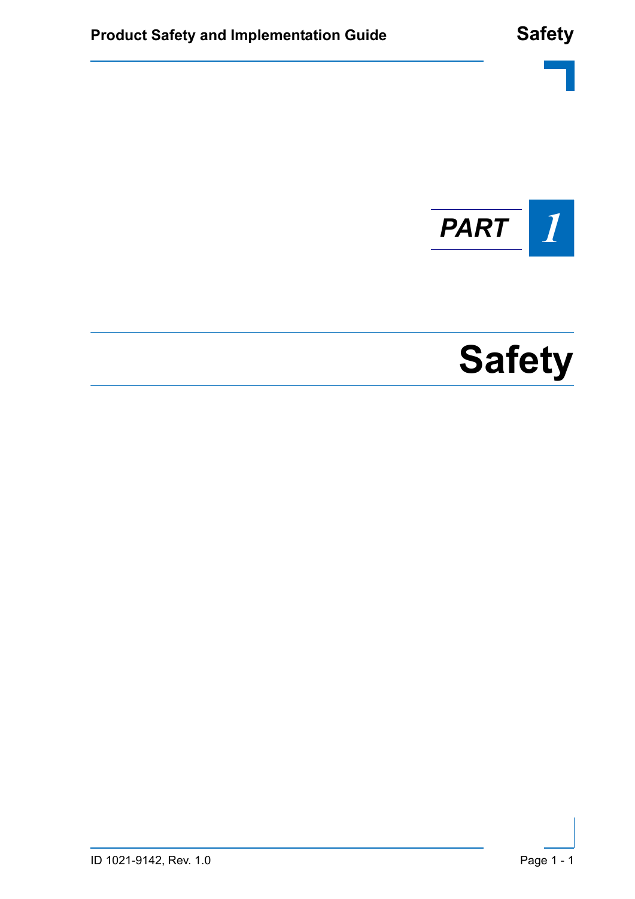*PART* *1*

# Safety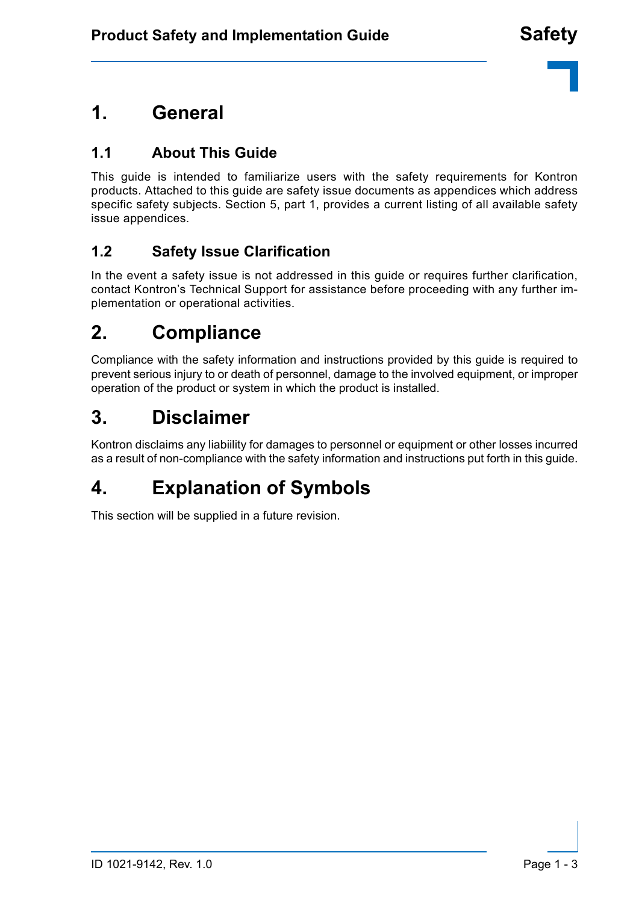# 1. General

## 1.1 About This Guide

This guide is intended to familiarize users with the safety requirements for Kontron products. Attached to this guide are safety issue documents as appendices which address specific safety subjects. Section 5, part 1, provides a current listing of all available safety issue appendices.

## 1.2 Safety Issue Clarification

In the event a safety issue is not addressed in this guide or requires further clarification, contact Kontron's Technical Support for assistance before proceeding with any further implementation or operational activities.

# 2. Compliance

Compliance with the safety information and instructions provided by this guide is required to prevent serious injury to or death of personnel, damage to the involved equipment, or improper operation of the product or system in which the product is installed.

# 3. Disclaimer

Kontron disclaims any liabiility for damages to personnel or equipment or other losses incurred as a result of non-compliance with the safety information and instructions put forth in this guide.

# 4. Explanation of Symbols

This section will be supplied in a future revision.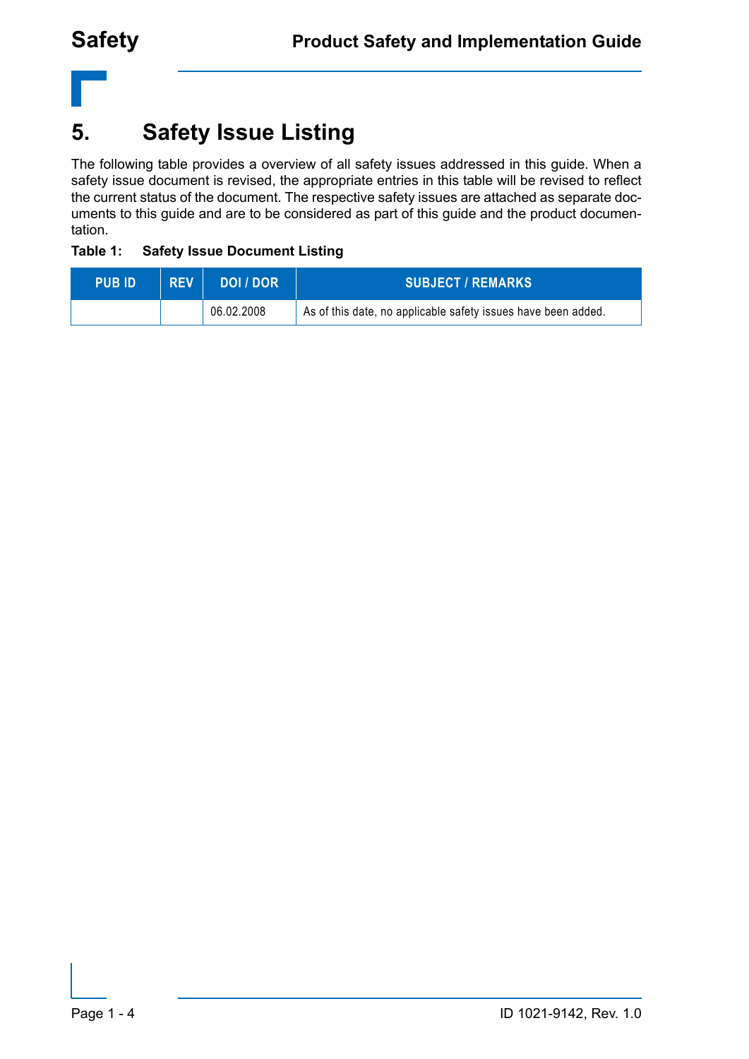# 5. Safety Issue Listing

The following table provides a overview of all safety issues addressed in this guide. When a safety issue document is revised, the appropriate entries in this table will be revised to reflect the current status of the document. The respective safety issues are attached as separate documents to this guide and are to be considered as part of this guide and the product documentation.

**Table 1: Safety Issue Document Listing**

| PUB ID | REV | DOI / DOR | SUBJECT / REMARKS |
|---|---|---|---|
| | | 06.02.2008 | As of this date, no applicable safety issues have been added. |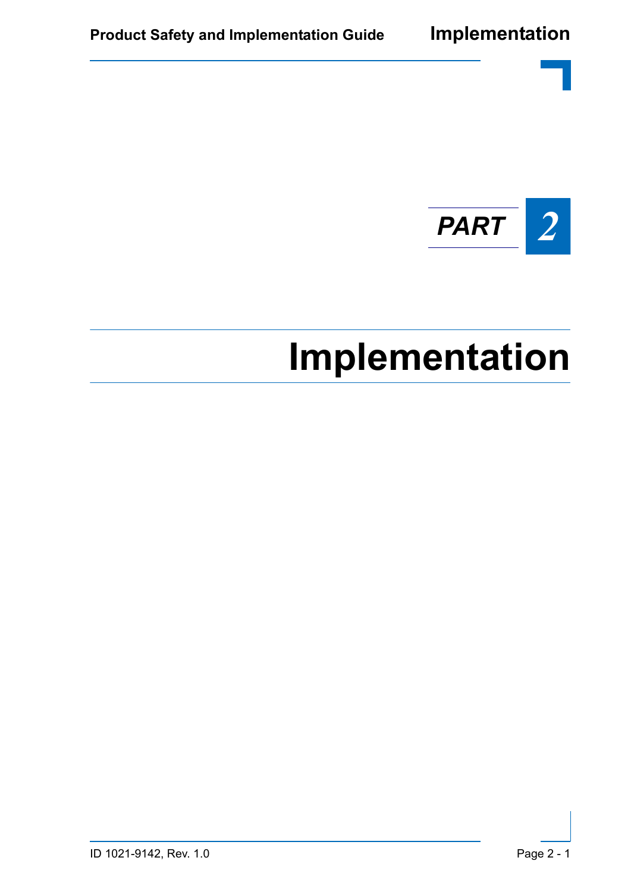PART 2

# Implementation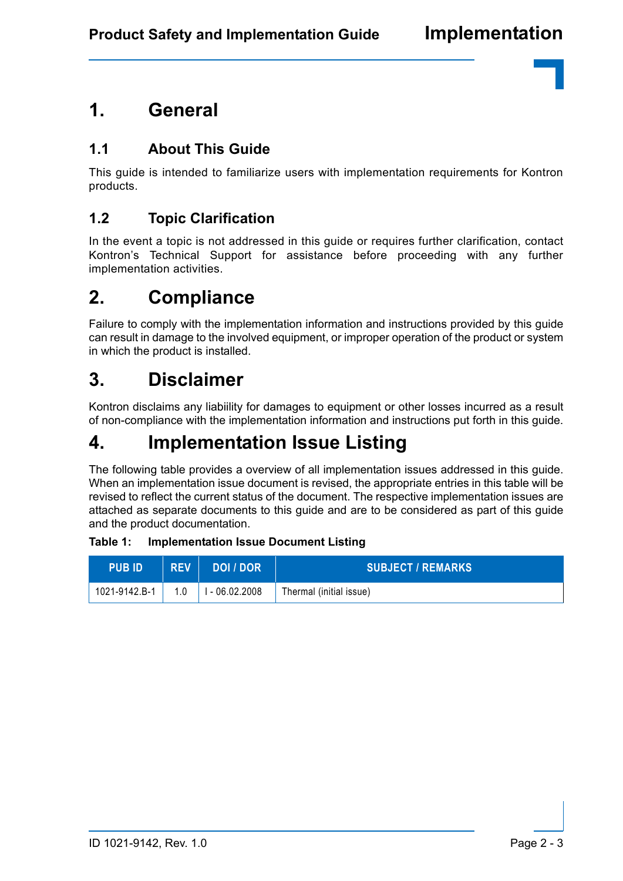# 1. General

## 1.1 About This Guide

This guide is intended to familiarize users with implementation requirements for Kontron products.

## 1.2 Topic Clarification

In the event a topic is not addressed in this guide or requires further clarification, contact Kontron's Technical Support for assistance before proceeding with any further implementation activities.

# 2. Compliance

Failure to comply with the implementation information and instructions provided by this guide can result in damage to the involved equipment, or improper operation of the product or system in which the product is installed.

# 3. Disclaimer

Kontron disclaims any liabiility for damages to equipment or other losses incurred as a result of non-compliance with the implementation information and instructions put forth in this guide.

# 4. Implementation Issue Listing

The following table provides a overview of all implementation issues addressed in this guide. When an implementation issue document is revised, the appropriate entries in this table will be revised to reflect the current status of the document. The respective implementation issues are attached as separate documents to this guide and are to be considered as part of this guide and the product documentation.

**Table 1: Implementation Issue Document Listing**

| PUB ID | REV | DOI / DOR | SUBJECT / REMARKS |
|---|---|---|---|
| 1021-9142.B-1 | 1.0 | I - 06.02.2008 | Thermal (initial issue) |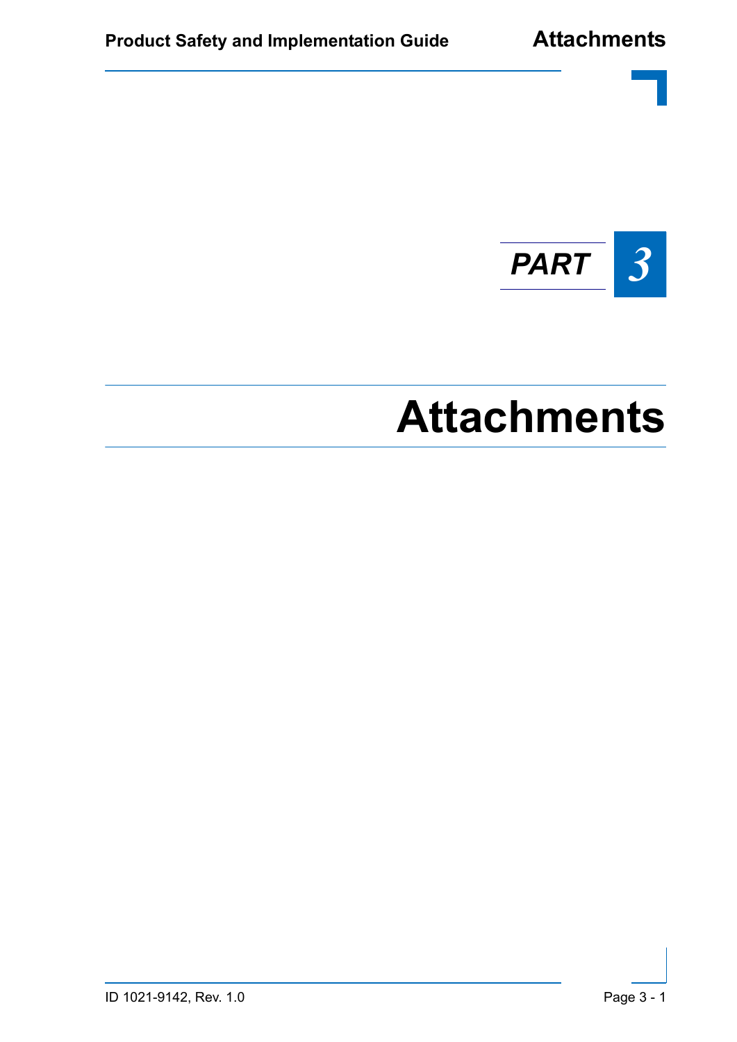*PART* 3

# Attachments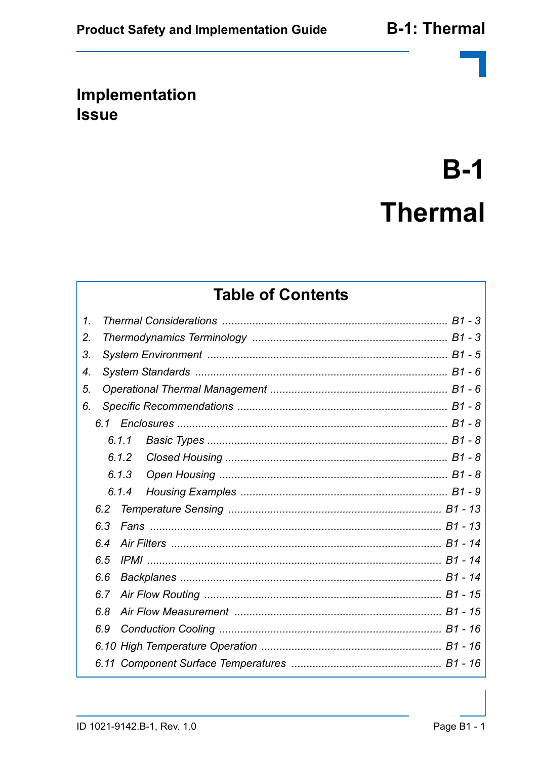## Implementation Issue

# B-1

# Thermal

## Table of Contents

1. *Thermal Considerations* ........................................................................ *B1 - 3*
2. *Thermodynamics Terminology* ................................................................ *B1 - 3*
3. *System Environment* ............................................................................. *B1 - 5*
4. *System Standards* ................................................................................ *B1 - 6*
5. *Operational Thermal Management* .......................................................... *B1 - 6*
6. *Specific Recommendations* ..................................................................... *B1 - 8*
   - 6.1 *Enclosures* .................................................................................. *B1 - 8*
     - 6.1.1 *Basic Types* ........................................................................... *B1 - 8*
     - 6.1.2 *Closed Housing* ....................................................................... *B1 - 8*
     - 6.1.3 *Open Housing* ......................................................................... *B1 - 8*
     - 6.1.4 *Housing Examples* .................................................................... *B1 - 9*
   - 6.2 *Temperature Sensing* ...................................................................... *B1 - 13*
   - 6.3 *Fans* ........................................................................................... *B1 - 13*
   - 6.4 *Air Filters* .................................................................................... *B1 - 14*
   - 6.5 *IPMI* ........................................................................................... *B1 - 14*
   - 6.6 *Backplanes* .................................................................................. *B1 - 14*
   - 6.7 *Air Flow Routing* ........................................................................... *B1 - 15*
   - 6.8 *Air Flow Measurement* .................................................................... *B1 - 15*
   - 6.9 *Conduction Cooling* ........................................................................ *B1 - 16*
   - 6.10 *High Temperature Operation* .......................................................... *B1 - 16*
   - 6.11 *Component Surface Temperatures* .................................................... *B1 - 16*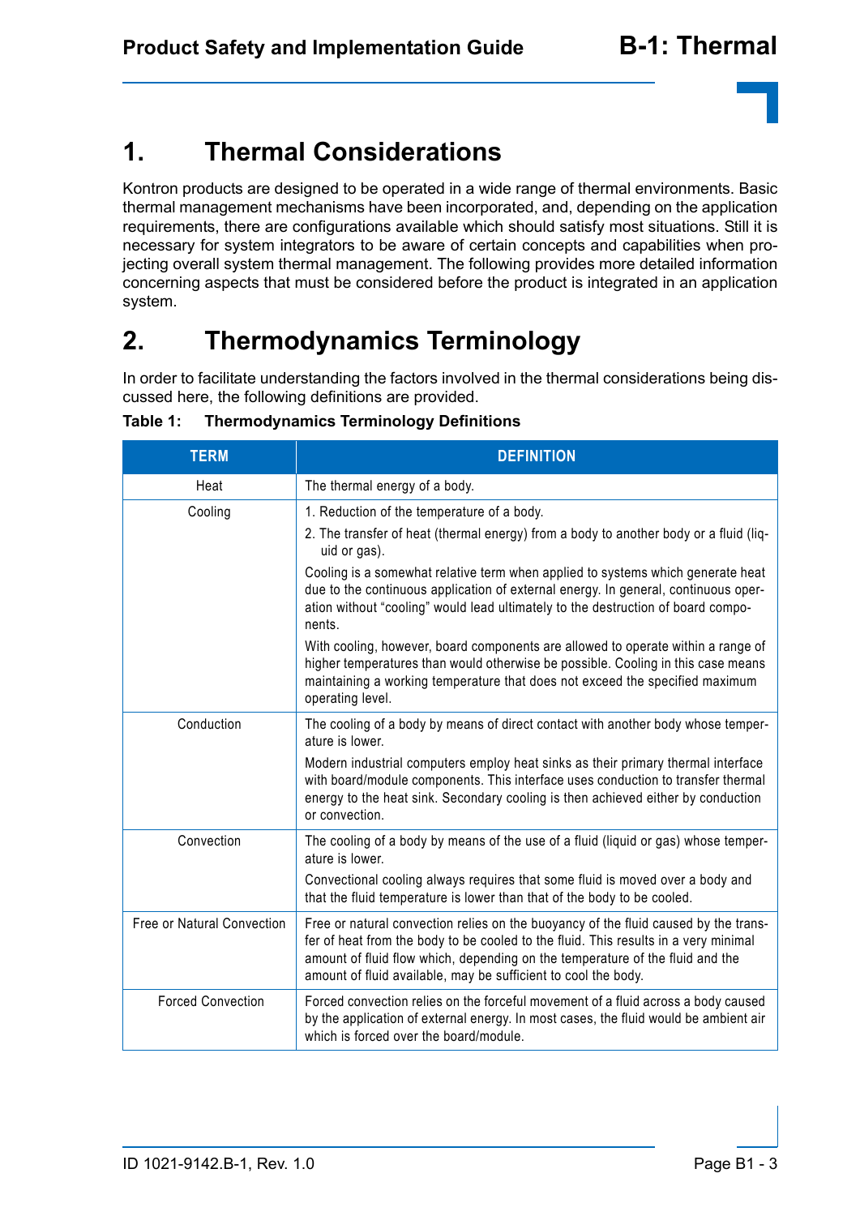# 1. Thermal Considerations

Kontron products are designed to be operated in a wide range of thermal environments. Basic thermal management mechanisms have been incorporated, and, depending on the application requirements, there are configurations available which should satisfy most situations. Still it is necessary for system integrators to be aware of certain concepts and capabilities when projecting overall system thermal management. The following provides more detailed information concerning aspects that must be considered before the product is integrated in an application system.

# 2. Thermodynamics Terminology

In order to facilitate understanding the factors involved in the thermal considerations being discussed here, the following definitions are provided.

**Table 1: Thermodynamics Terminology Definitions**

| TERM | DEFINITION |
|---|---|
| Heat | The thermal energy of a body. |
| Cooling | 1. Reduction of the temperature of a body.<br>2. The transfer of heat (thermal energy) from a body to another body or a fluid (liquid or gas).<br>Cooling is a somewhat relative term when applied to systems which generate heat due to the continuous application of external energy. In general, continuous operation without “cooling” would lead ultimately to the destruction of board components.<br>With cooling, however, board components are allowed to operate within a range of higher temperatures than would otherwise be possible. Cooling in this case means maintaining a working temperature that does not exceed the specified maximum operating level. |
| Conduction | The cooling of a body by means of direct contact with another body whose temperature is lower.<br>Modern industrial computers employ heat sinks as their primary thermal interface with board/module components. This interface uses conduction to transfer thermal energy to the heat sink. Secondary cooling is then achieved either by conduction or convection. |
| Convection | The cooling of a body by means of the use of a fluid (liquid or gas) whose temperature is lower.<br>Convectional cooling always requires that some fluid is moved over a body and that the fluid temperature is lower than that of the body to be cooled. |
| Free or Natural Convection | Free or natural convection relies on the buoyancy of the fluid caused by the transfer of heat from the body to be cooled to the fluid. This results in a very minimal amount of fluid flow which, depending on the temperature of the fluid and the amount of fluid available, may be sufficient to cool the body. |
| Forced Convection | Forced convection relies on the forceful movement of a fluid across a body caused by the application of external energy. In most cases, the fluid would be ambient air which is forced over the board/module. |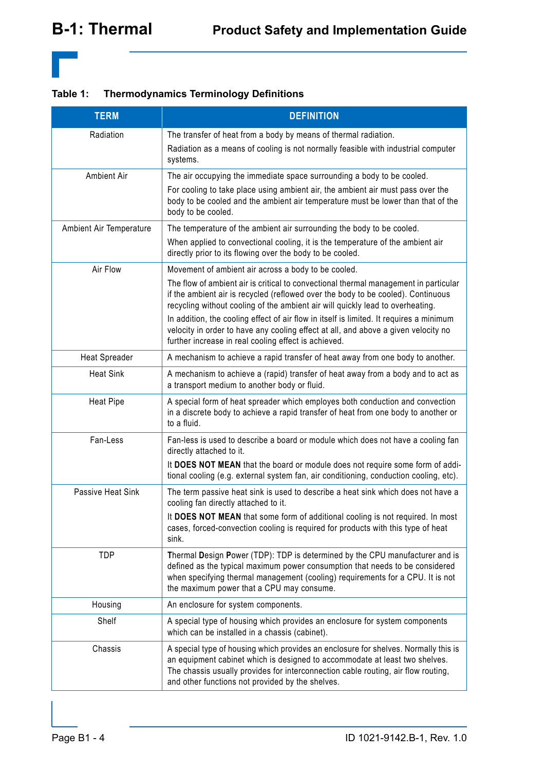Table 1: **Thermodynamics Terminology Definitions**

| TERM | DEFINITION |
|---|---|
| Radiation | The transfer of heat from a body by means of thermal radiation.<br>Radiation as a means of cooling is not normally feasible with industrial computer systems. |
| Ambient Air | The air occupying the immediate space surrounding a body to be cooled.<br>For cooling to take place using ambient air, the ambient air must pass over the body to be cooled and the ambient air temperature must be lower than that of the body to be cooled. |
| Ambient Air Temperature | The temperature of the ambient air surrounding the body to be cooled.<br>When applied to convectional cooling, it is the temperature of the ambient air directly prior to its flowing over the body to be cooled. |
| Air Flow | Movement of ambient air across a body to be cooled.<br>The flow of ambient air is critical to convectional thermal management in particular if the ambient air is recycled (reflowed over the body to be cooled). Continuous recycling without cooling of the ambient air will quickly lead to overheating.<br>In addition, the cooling effect of air flow in itself is limited. It requires a minimum velocity in order to have any cooling effect at all, and above a given velocity no further increase in real cooling effect is achieved. |
| Heat Spreader | A mechanism to achieve a rapid transfer of heat away from one body to another. |
| Heat Sink | A mechanism to achieve a (rapid) transfer of heat away from a body and to act as a transport medium to another body or fluid. |
| Heat Pipe | A special form of heat spreader which employs both conduction and convection in a discrete body to achieve a rapid transfer of heat from one body to another or to a fluid. |
| Fan-Less | Fan-less is used to describe a board or module which does not have a cooling fan directly attached to it.<br>It **DOES NOT MEAN** that the board or module does not require some form of additional cooling (e.g. external system fan, air conditioning, conduction cooling, etc). |
| Passive Heat Sink | The term passive heat sink is used to describe a heat sink which does not have a cooling fan directly attached to it.<br>It **DOES NOT MEAN** that some form of additional cooling is not required. In most cases, forced-convection cooling is required for products with this type of heat sink. |
| TDP | **T**hermal **D**esign **P**ower (TDP): TDP is determined by the CPU manufacturer and is defined as the typical maximum power consumption that needs to be considered when specifying thermal management (cooling) requirements for a CPU. It is not the maximum power that a CPU may consume. |
| Housing | An enclosure for system components. |
| Shelf | A special type of housing which provides an enclosure for system components which can be installed in a chassis (cabinet). |
| Chassis | A special type of housing which provides an enclosure for shelves. Normally this is an equipment cabinet which is designed to accommodate at least two shelves. The chassis usually provides for interconnection cable routing, air flow routing, and other functions not provided by the shelves. |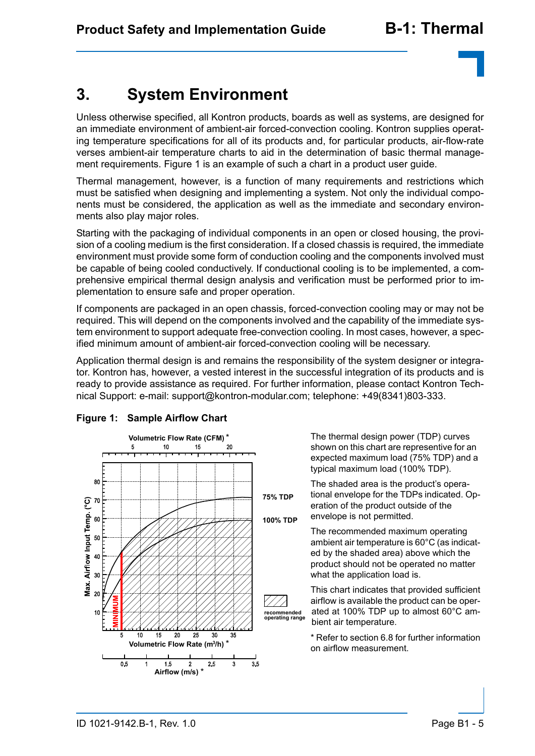# 3. System Environment

Unless otherwise specified, all Kontron products, boards as well as systems, are designed for an immediate environment of ambient-air forced-convection cooling. Kontron supplies operating temperature specifications for all of its products and, for particular products, air-flow-rate verses ambient-air temperature charts to aid in the determination of basic thermal management requirements. Figure 1 is an example of such a chart in a product user guide.

Thermal management, however, is a function of many requirements and restrictions which must be satisfied when designing and implementing a system. Not only the individual components must be considered, the application as well as the immediate and secondary environments also play major roles.

Starting with the packaging of individual components in an open or closed housing, the provision of a cooling medium is the first consideration. If a closed chassis is required, the immediate environment must provide some form of conduction cooling and the components involved must be capable of being cooled conductively. If conductional cooling is to be implemented, a comprehensive empirical thermal design analysis and verification must be performed prior to implementation to ensure safe and proper operation.

If components are packaged in an open chassis, forced-convection cooling may or may not be required. This will depend on the components involved and the capability of the immediate system environment to support adequate free-convection cooling. In most cases, however, a specified minimum amount of ambient-air forced-convection cooling will be necessary.

Application thermal design is and remains the responsibility of the system designer or integrator. Kontron has, however, a vested interest in the successful integration of its products and is ready to provide assistance as required. For further information, please contact Kontron Technical Support: e-mail: support@kontron-modular.com; telephone: +49(8341)803-333.

**Figure 1: Sample Airflow Chart**

The thermal design power (TDP) curves shown on this chart are representive for an expected maximum load (75% TDP) and a typical maximum load (100% TDP).

The shaded area is the product's operational envelope for the TDPs indicated. Operation of the product outside of the envelope is not permitted.

The recommended maximum operating ambient air temperature is 60°C (as indicated by the shaded area) above which the product should not be operated no matter what the application load is.

This chart indicates that provided sufficient airflow is available the product can be operated at 100% TDP up to almost 60°C ambient air temperature.

* Refer to section 6.8 for further information on airflow measurement.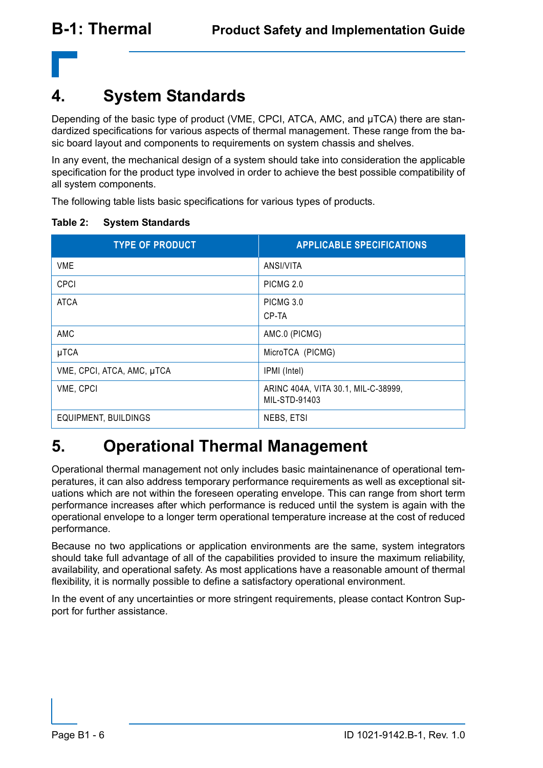# 4. System Standards

Depending of the basic type of product (VME, CPCI, ATCA, AMC, and μTCA) there are standardized specifications for various aspects of thermal management. These range from the basic board layout and components to requirements on system chassis and shelves.

In any event, the mechanical design of a system should take into consideration the applicable specification for the product type involved in order to achieve the best possible compatibility of all system components.

The following table lists basic specifications for various types of products.

**Table 2: System Standards**

| TYPE OF PRODUCT | APPLICABLE SPECIFICATIONS |
|---|---|
| VME | ANSI/VITA |
| CPCI | PICMG 2.0 |
| ATCA | PICMG 3.0<br>CP-TA |
| AMC | AMC.0 (PICMG) |
| μTCA | MicroTCA (PICMG) |
| VME, CPCI, ATCA, AMC, μTCA | IPMI (Intel) |
| VME, CPCI | ARINC 404A, VITA 30.1, MIL-C-38999, MIL-STD-91403 |
| EQUIPMENT, BUILDINGS | NEBS, ETSI |

# 5. Operational Thermal Management

Operational thermal management not only includes basic maintainenance of operational temperatures, it can also address temporary performance requirements as well as exceptional situations which are not within the foreseen operating envelope. This can range from short term performance increases after which performance is reduced until the system is again with the operational envelope to a longer term operational temperature increase at the cost of reduced performance.

Because no two applications or application environments are the same, system integrators should take full advantage of all of the capabilities provided to insure the maximum reliability, availability, and operational safety. As most applications have a reasonable amount of thermal flexibility, it is normally possible to define a satisfactory operational environment.

In the event of any uncertainties or more stringent requirements, please contact Kontron Support for further assistance.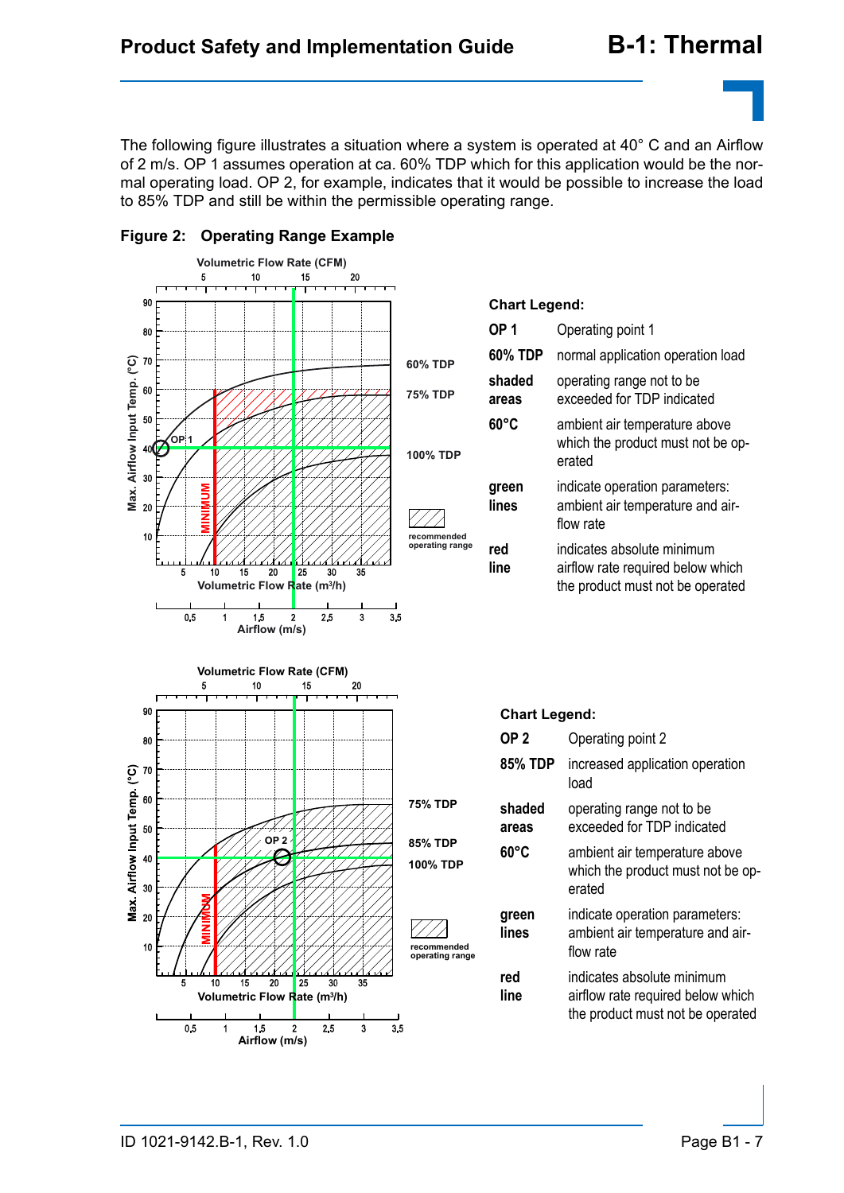The following figure illustrates a situation where a system is operated at 40° C and an Airflow of 2 m/s. OP 1 assumes operation at ca. 60% TDP which for this application would be the normal operating load. OP 2, for example, indicates that it would be possible to increase the load to 85% TDP and still be within the permissible operating range.

**Figure 2: Operating Range Example**

Volumetric Flow Rate (CFM)
5 10 15 20
90
80
70
60
50
40
30
20
10
Max. Airflow Input Temp. (°C)
OP 1
MINIMUM
60% TDP
75% TDP
100% TDP
recommended operating range
5 10 15 20 25 30 35
Volumetric Flow Rate (m³/h)
0,5 1 1,5 2 2,5 3 3,5
Airflow (m/s)

**Chart Legend:**

**OP 1** Operating point 1

**60% TDP** normal application operation load

**shaded areas** operating range not to be exceeded for TDP indicated

**60°C** ambient air temperature above which the product must not be operated

**green lines** indicate operation parameters: ambient air temperature and airflow rate

**red line** indicates absolute minimum airflow rate required below which the product must not be operated

Volumetric Flow Rate (CFM)
5 10 15 20
90
80
70
60
50
40
30
20
10
Max. Airflow Input Temp. (°C)
OP 2
MINIMUM
75% TDP
85% TDP
100% TDP
recommended operating range
5 10 15 20 25 30 35
Volumetric Flow Rate (m³/h)
0,5 1 1,5 2 2,5 3 3,5
Airflow (m/s)

**Chart Legend:**

**OP 2** Operating point 2

**85% TDP** increased application operation load

**shaded areas** operating range not to be exceeded for TDP indicated

**60°C** ambient air temperature above which the product must not be operated

**green lines** indicate operation parameters: ambient air temperature and airflow rate

**red line** indicates absolute minimum airflow rate required below which the product must not be operated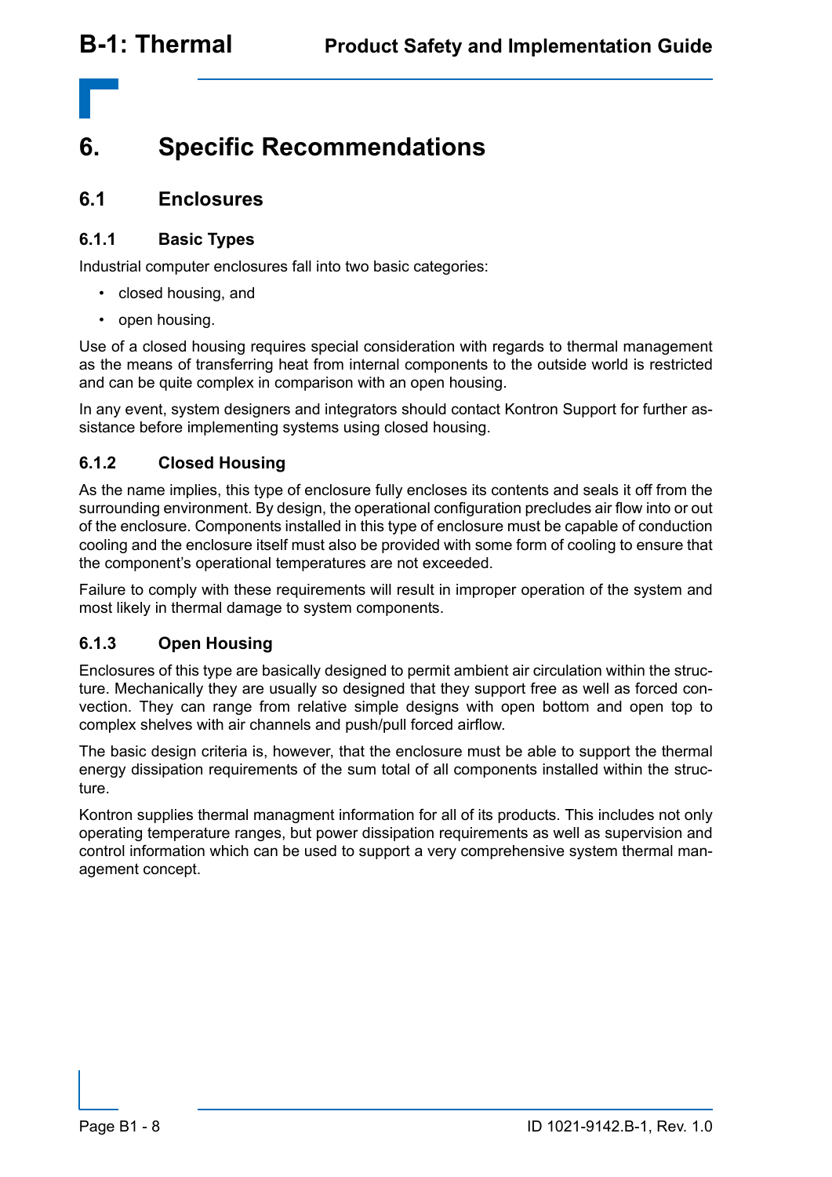# 6. Specific Recommendations

## 6.1 Enclosures

### 6.1.1 Basic Types

Industrial computer enclosures fall into two basic categories:

- closed housing, and
- open housing.

Use of a closed housing requires special consideration with regards to thermal management as the means of transferring heat from internal components to the outside world is restricted and can be quite complex in comparison with an open housing.

In any event, system designers and integrators should contact Kontron Support for further assistance before implementing systems using closed housing.

### 6.1.2 Closed Housing

As the name implies, this type of enclosure fully encloses its contents and seals it off from the surrounding environment. By design, the operational configuration precludes air flow into or out of the enclosure. Components installed in this type of enclosure must be capable of conduction cooling and the enclosure itself must also be provided with some form of cooling to ensure that the component's operational temperatures are not exceeded.

Failure to comply with these requirements will result in improper operation of the system and most likely in thermal damage to system components.

### 6.1.3 Open Housing

Enclosures of this type are basically designed to permit ambient air circulation within the structure. Mechanically they are usually so designed that they support free as well as forced convection. They can range from relative simple designs with open bottom and open top to complex shelves with air channels and push/pull forced airflow.

The basic design criteria is, however, that the enclosure must be able to support the thermal energy dissipation requirements of the sum total of all components installed within the structure.

Kontron supplies thermal managment information for all of its products. This includes not only operating temperature ranges, but power dissipation requirements as well as supervision and control information which can be used to support a very comprehensive system thermal management concept.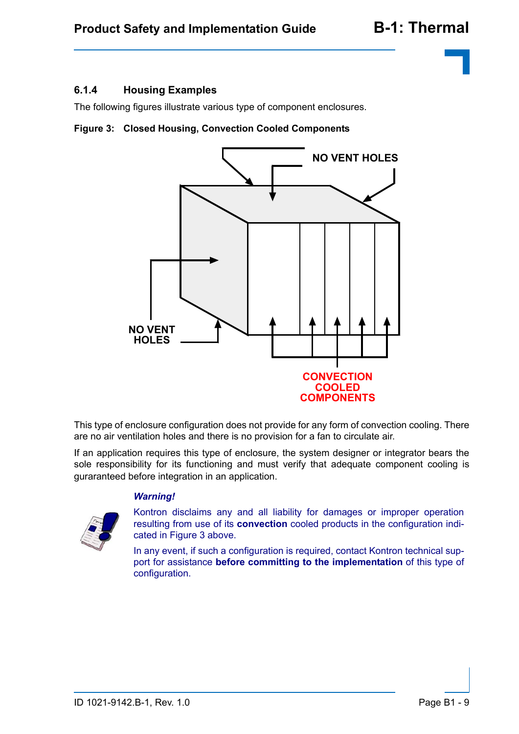### 6.1.4 Housing Examples

The following figures illustrate various type of component enclosures.

**Figure 3: Closed Housing, Convection Cooled Components**

NO VENT HOLES

NO VENT HOLES

CONVECTION COOLED COMPONENTS

This type of enclosure configuration does not provide for any form of convection cooling. There are no air ventilation holes and there is no provision for a fan to circulate air.

If an application requires this type of enclosure, the system designer or integrator bears the sole responsibility for its functioning and must verify that adequate component cooling is gururanteed before integration in an application.

***Warning!***

Kontron disclaims any and all liability for damages or improper operation resulting from use of its **convection** cooled products in the configuration indicated in Figure 3 above.

In any event, if such a configuration is required, contact Kontron technical support for assistance **before committing to the implementation** of this type of configuration.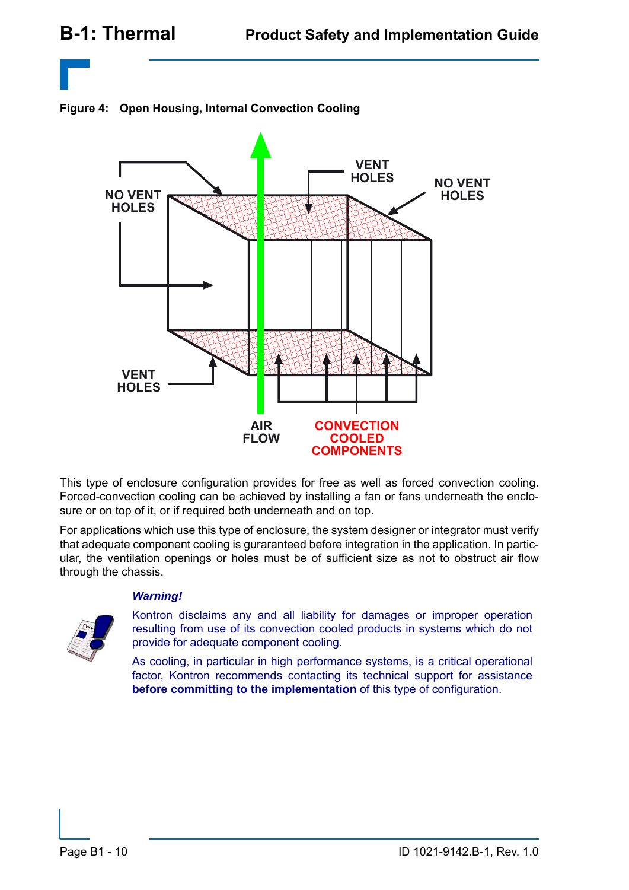**Figure 4: Open Housing, Internal Convection Cooling**

NO VENT HOLES

VENT HOLES

NO VENT HOLES

VENT HOLES

AIR FLOW

CONVECTION COOLED COMPONENTS

This type of enclosure configuration provides for free as well as forced convection cooling. Forced-convection cooling can be achieved by installing a fan or fans underneath the enclosure or on top of it, or if required both underneath and on top.

For applications which use this type of enclosure, the system designer or integrator must verify that adequate component cooling is gurranteed before integration in the application. In particular, the ventilation openings or holes must be of sufficient size as not to obstruct air flow through the chassis.

***Warning!***

Kontron disclaims any and all liability for damages or improper operation resulting from use of its convection cooled products in systems which do not provide for adequate component cooling.

As cooling, in particular in high performance systems, is a critical operational factor, Kontron recommends contacting its technical support for assistance **before committing to the implementation** of this type of configuration.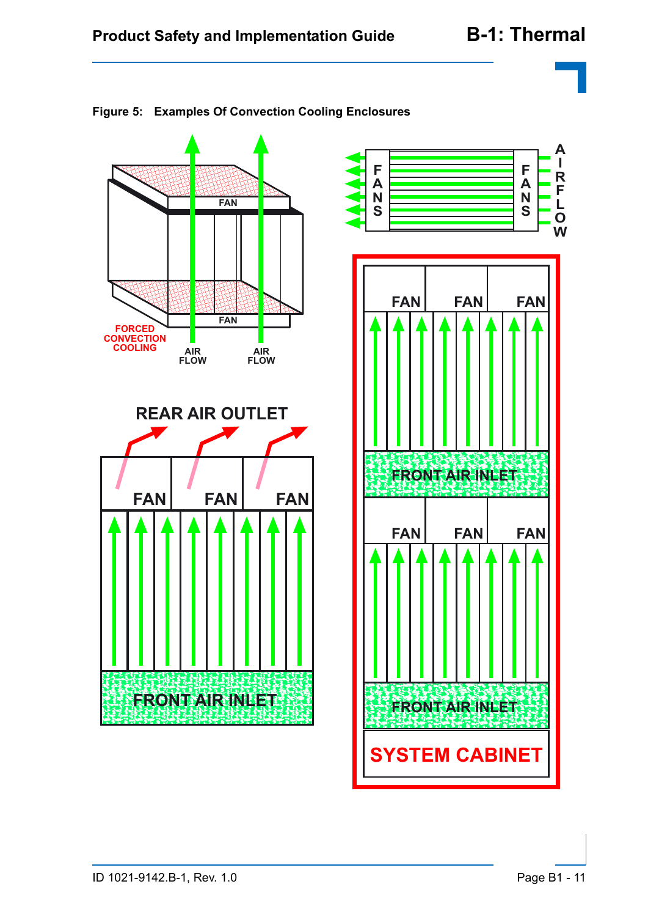Figure 5: Examples Of Convection Cooling Enclosures

FAN

FAN

FORCED CONVECTION COOLING

AIR FLOW

AIR FLOW

FANS

FANS

AIRFLOW

REAR AIR OUTLET

FAN FAN FAN

FRONT AIR INLET

FAN FAN FAN

FRONT AIR INLET

FAN FAN FAN

FRONT AIR INLET

SYSTEM CABINET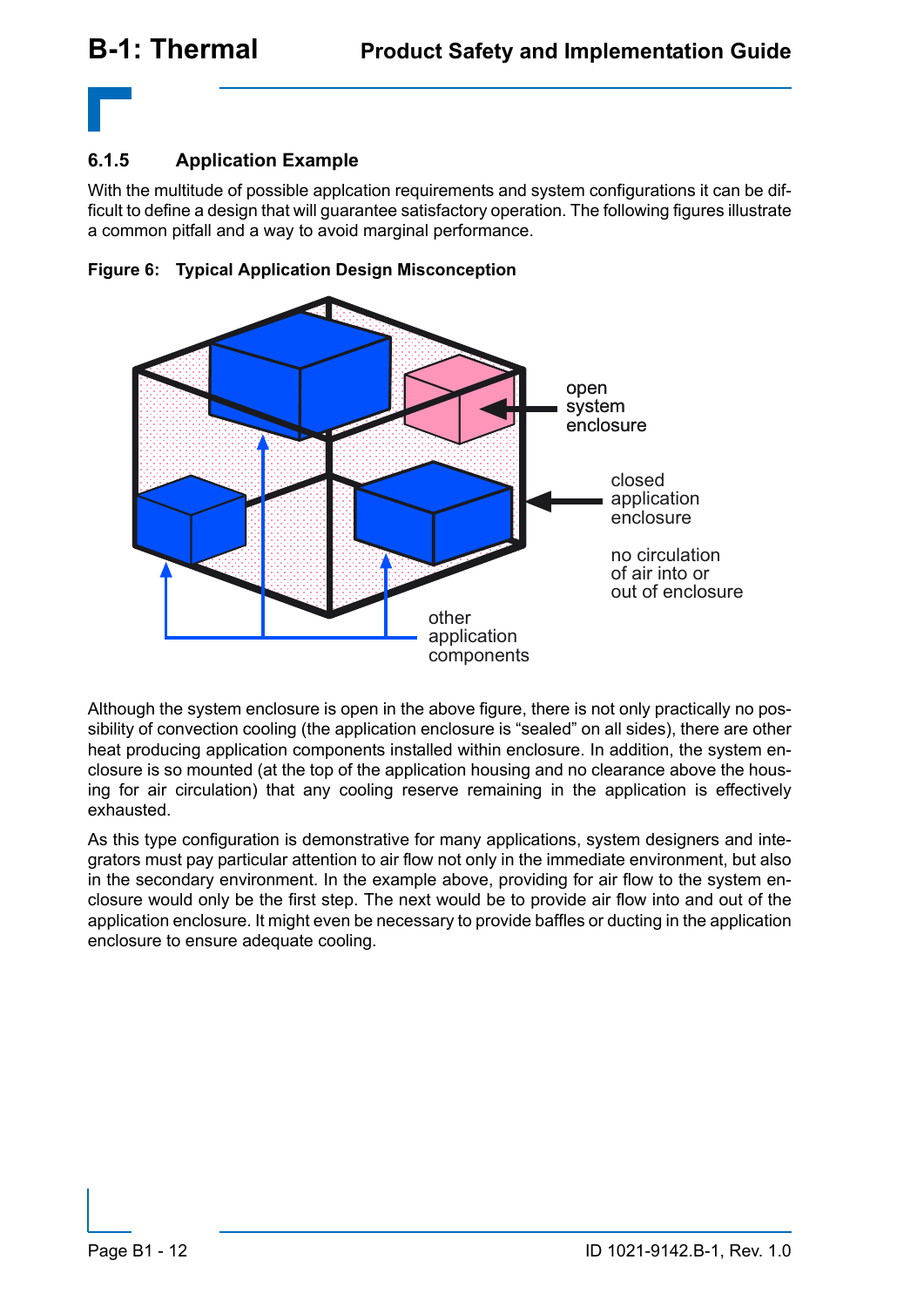### 6.1.5 Application Example

With the multitude of possible applcation requirements and system configurations it can be difficult to define a design that will guarantee satisfactory operation. The following figures illustrate a common pitfall and a way to avoid marginal performance.

**Figure 6: Typical Application Design Misconception**

open system enclosure

closed application enclosure

no circulation of air into or out of enclosure

other application components

Although the system enclosure is open in the above figure, there is not only practically no possibility of convection cooling (the application enclosure is "sealed" on all sides), there are other heat producing application components installed within enclosure. In addition, the system enclosure is so mounted (at the top of the application housing and no clearance above the housing for air circulation) that any cooling reserve remaining in the application is effectively exhausted.

As this type configuration is demonstrative for many applications, system designers and integrators must pay particular attention to air flow not only in the immediate environment, but also in the secondary environment. In the example above, providing for air flow to the system enclosure would only be the first step. The next would be to provide air flow into and out of the application enclosure. It might even be necessary to provide baffles or ducting in the application enclosure to ensure adequate cooling.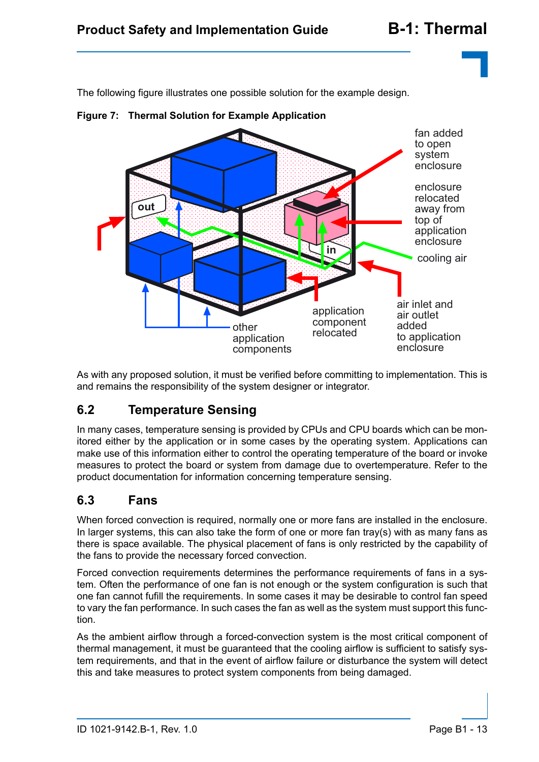The following figure illustrates one possible solution for the example design.

**Figure 7: Thermal Solution for Example Application**

out

in

fan added to open system enclosure

enclosure relocated away from top of application enclosure

cooling air

air inlet and air outlet added to application enclosure

application component relocated

other application components

As with any proposed solution, it must be verified before committing to implementation. This is and remains the responsibility of the system designer or integrator.

## 6.2 Temperature Sensing

In many cases, temperature sensing is provided by CPUs and CPU boards which can be monitored either by the application or in some cases by the operating system. Applications can make use of this information either to control the operating temperature of the board or invoke measures to protect the board or system from damage due to overtemperature. Refer to the product documentation for information concerning temperature sensing.

## 6.3 Fans

When forced convection is required, normally one or more fans are installed in the enclosure. In larger systems, this can also take the form of one or more fan tray(s) with as many fans as there is space available. The physical placement of fans is only restricted by the capability of the fans to provide the necessary forced convection.

Forced convection requirements determines the performance requirements of fans in a system. Often the performance of one fan is not enough or the system configuration is such that one fan cannot fufill the requirements. In some cases it may be desirable to control fan speed to vary the fan performance. In such cases the fan as well as the system must support this function.

As the ambient airflow through a forced-convection system is the most critical component of thermal management, it must be guaranteed that the cooling airflow is sufficient to satisfy system requirements, and that in the event of airflow failure or disturbance the system will detect this and take measures to protect system components from being damaged.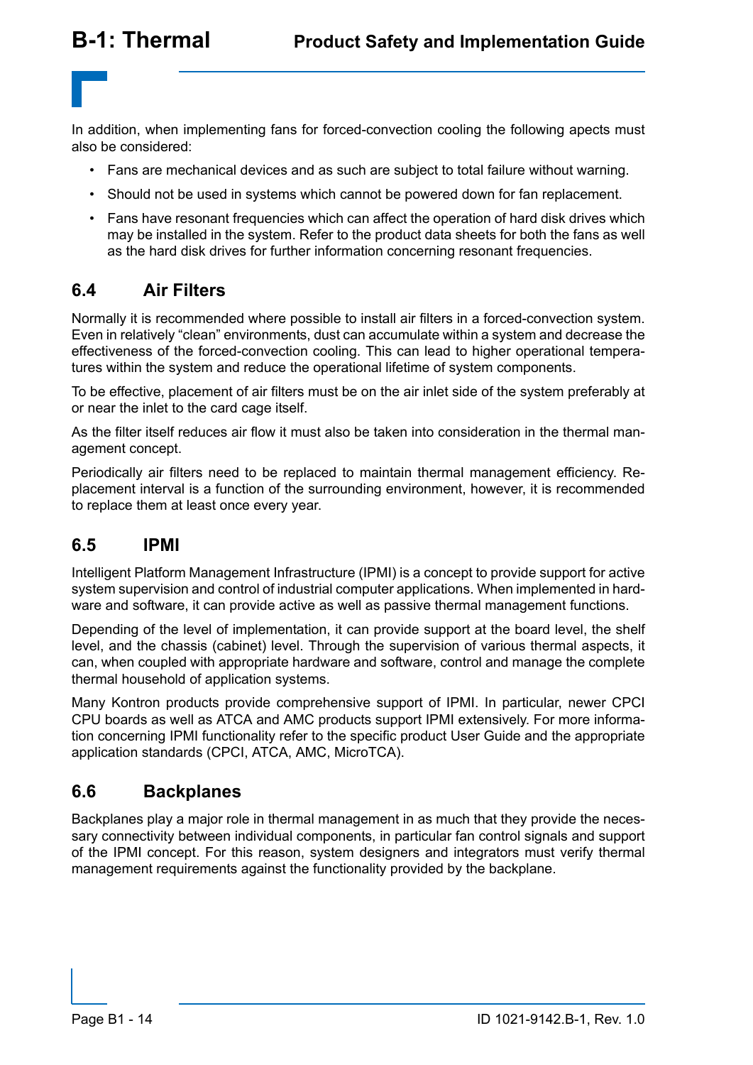In addition, when implementing fans for forced-convection cooling the following apects must also be considered:

- Fans are mechanical devices and as such are subject to total failure without warning.
- Should not be used in systems which cannot be powered down for fan replacement.
- Fans have resonant frequencies which can affect the operation of hard disk drives which may be installed in the system. Refer to the product data sheets for both the fans as well as the hard disk drives for further information concerning resonant frequencies.

## 6.4 Air Filters

Normally it is recommended where possible to install air filters in a forced-convection system. Even in relatively “clean” environments, dust can accumulate within a system and decrease the effectiveness of the forced-convection cooling. This can lead to higher operational temperatures within the system and reduce the operational lifetime of system components.

To be effective, placement of air filters must be on the air inlet side of the system preferably at or near the inlet to the card cage itself.

As the filter itself reduces air flow it must also be taken into consideration in the thermal management concept.

Periodically air filters need to be replaced to maintain thermal management efficiency. Replacement interval is a function of the surrounding environment, however, it is recommended to replace them at least once every year.

## 6.5 IPMI

Intelligent Platform Management Infrastructure (IPMI) is a concept to provide support for active system supervision and control of industrial computer applications. When implemented in hardware and software, it can provide active as well as passive thermal management functions.

Depending of the level of implementation, it can provide support at the board level, the shelf level, and the chassis (cabinet) level. Through the supervision of various thermal aspects, it can, when coupled with appropriate hardware and software, control and manage the complete thermal household of application systems.

Many Kontron products provide comprehensive support of IPMI. In particular, newer CPCI CPU boards as well as ATCA and AMC products support IPMI extensively. For more information concerning IPMI functionality refer to the specific product User Guide and the appropriate application standards (CPCI, ATCA, AMC, MicroTCA).

## 6.6 Backplanes

Backplanes play a major role in thermal management in as much that they provide the necessary connectivity between individual components, in particular fan control signals and support of the IPMI concept. For this reason, system designers and integrators must verify thermal management requirements against the functionality provided by the backplane.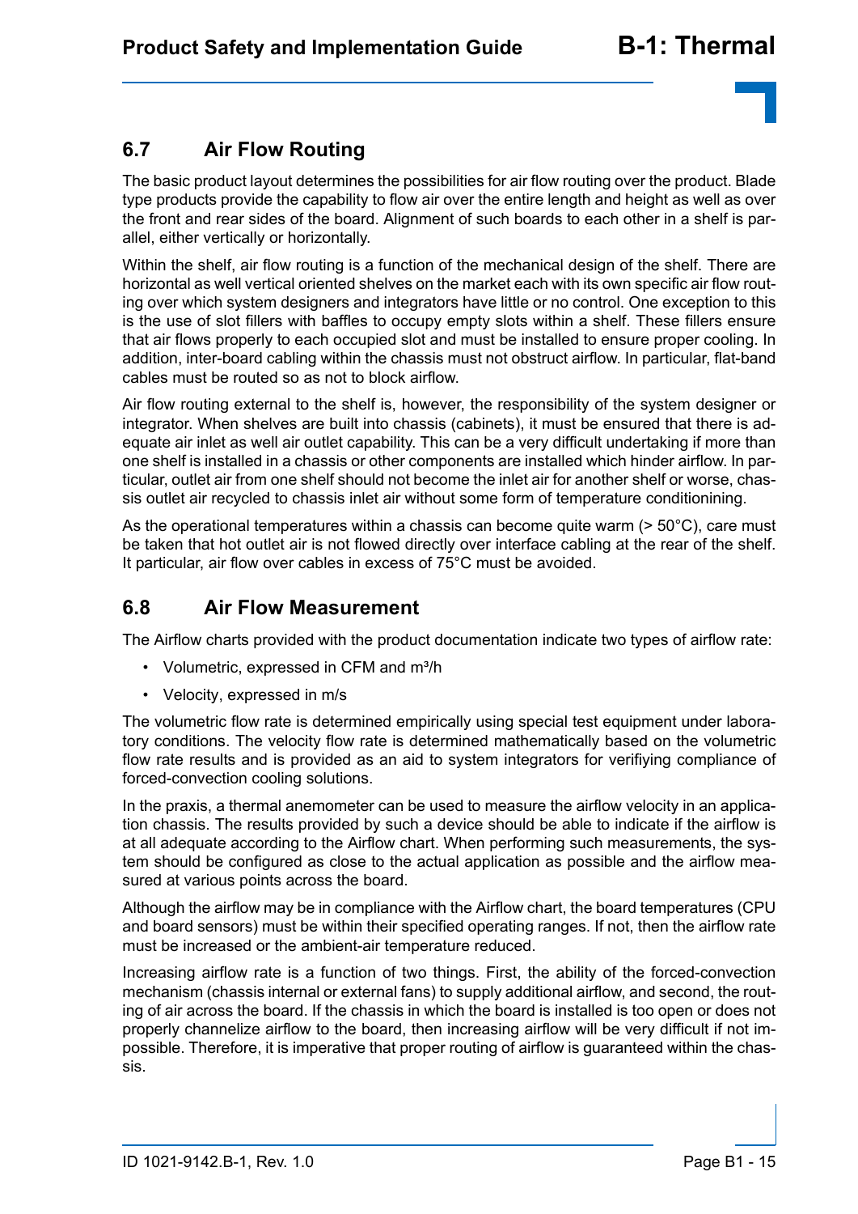## 6.7 Air Flow Routing

The basic product layout determines the possibilities for air flow routing over the product. Blade type products provide the capability to flow air over the entire length and height as well as over the front and rear sides of the board. Alignment of such boards to each other in a shelf is parallel, either vertically or horizontally.

Within the shelf, air flow routing is a function of the mechanical design of the shelf. There are horizontal as well vertical oriented shelves on the market each with its own specific air flow routing over which system designers and integrators have little or no control. One exception to this is the use of slot fillers with baffles to occupy empty slots within a shelf. These fillers ensure that air flows properly to each occupied slot and must be installed to ensure proper cooling. In addition, inter-board cabling within the chassis must not obstruct airflow. In particular, flat-band cables must be routed so as not to block airflow.

Air flow routing external to the shelf is, however, the responsibility of the system designer or integrator. When shelves are built into chassis (cabinets), it must be ensured that there is adequate air inlet as well air outlet capability. This can be a very difficult undertaking if more than one shelf is installed in a chassis or other components are installed which hinder airflow. In particular, outlet air from one shelf should not become the inlet air for another shelf or worse, chassis outlet air recycled to chassis inlet air without some form of temperature conditioning.

As the operational temperatures within a chassis can become quite warm (> 50°C), care must be taken that hot outlet air is not flowed directly over interface cabling at the rear of the shelf. It particular, air flow over cables in excess of 75°C must be avoided.

## 6.8 Air Flow Measurement

The Airflow charts provided with the product documentation indicate two types of airflow rate:

- Volumetric, expressed in CFM and $m^3/h$
- Velocity, expressed in m/s

The volumetric flow rate is determined empirically using special test equipment under laboratory conditions. The velocity flow rate is determined mathematically based on the volumetric flow rate results and is provided as an aid to system integrators for verifiying compliance of forced-convection cooling solutions.

In the praxis, a thermal anemometer can be used to measure the airflow velocity in an application chassis. The results provided by such a device should be able to indicate if the airflow is at all adequate according to the Airflow chart. When performing such measurements, the system should be configured as close to the actual application as possible and the airflow measured at various points across the board.

Although the airflow may be in compliance with the Airflow chart, the board temperatures (CPU and board sensors) must be within their specified operating ranges. If not, then the airflow rate must be increased or the ambient-air temperature reduced.

Increasing airflow rate is a function of two things. First, the ability of the forced-convection mechanism (chassis internal or external fans) to supply additional airflow, and second, the routing of air across the board. If the chassis in which the board is installed is too open or does not properly channelize airflow to the board, then increasing airflow will be very difficult if not impossible. Therefore, it is imperative that proper routing of airflow is guaranteed within the chassis.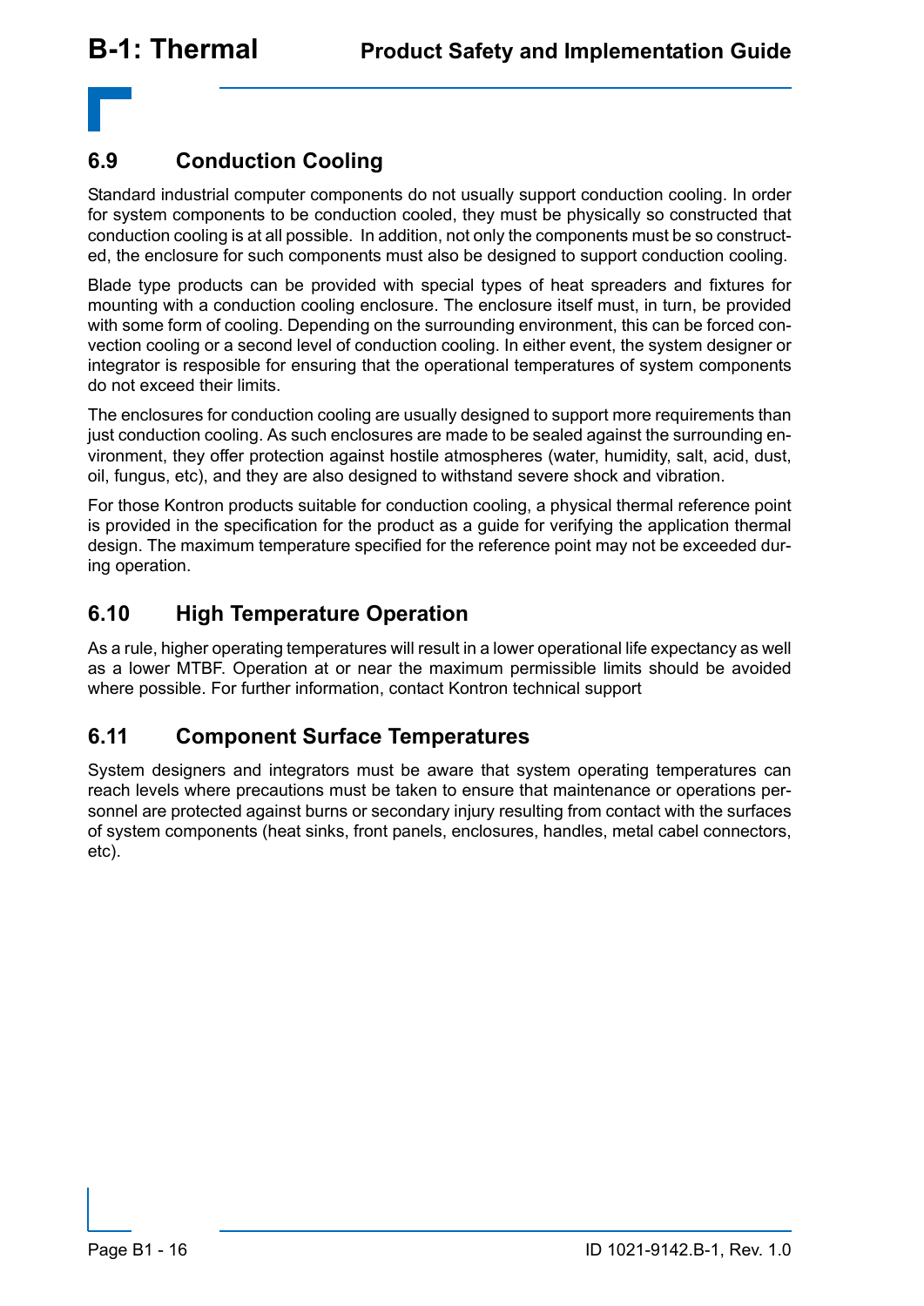## 6.9 Conduction Cooling

Standard industrial computer components do not usually support conduction cooling. In order for system components to be conduction cooled, they must be physically so constructed that conduction cooling is at all possible. In addition, not only the components must be so constructed, the enclosure for such components must also be designed to support conduction cooling.

Blade type products can be provided with special types of heat spreaders and fixtures for mounting with a conduction cooling enclosure. The enclosure itself must, in turn, be provided with some form of cooling. Depending on the surrounding environment, this can be forced convection cooling or a second level of conduction cooling. In either event, the system designer or integrator is resposible for ensuring that the operational temperatures of system components do not exceed their limits.

The enclosures for conduction cooling are usually designed to support more requirements than just conduction cooling. As such enclosures are made to be sealed against the surrounding environment, they offer protection against hostile atmospheres (water, humidity, salt, acid, dust, oil, fungus, etc), and they are also designed to withstand severe shock and vibration.

For those Kontron products suitable for conduction cooling, a physical thermal reference point is provided in the specification for the product as a guide for verifying the application thermal design. The maximum temperature specified for the reference point may not be exceeded during operation.

## 6.10 High Temperature Operation

As a rule, higher operating temperatures will result in a lower operational life expectancy as well as a lower MTBF. Operation at or near the maximum permissible limits should be avoided where possible. For further information, contact Kontron technical support

## 6.11 Component Surface Temperatures

System designers and integrators must be aware that system operating temperatures can reach levels where precautions must be taken to ensure that maintenance or operations personnel are protected against burns or secondary injury resulting from contact with the surfaces of system components (heat sinks, front panels, enclosures, handles, metal cabel connectors, etc).